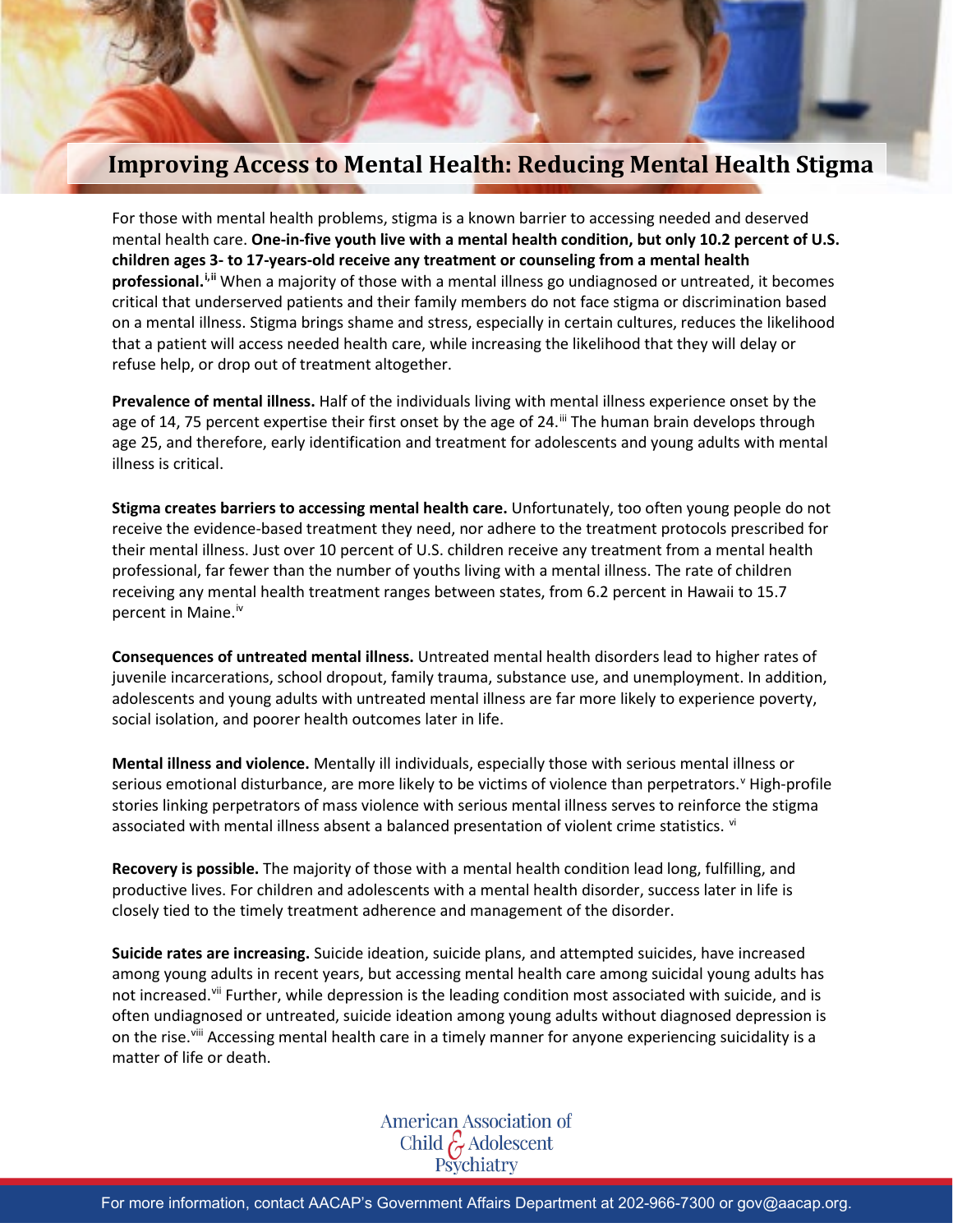# Improving Access to Mental Health: Reducing Mental Health Stigma

For those with mental health problems, stigma is a known barrier to accessing needed and deserved mental health care. **One-in-five youth live with a mental health condition, but only 10.2 percent of U.S. children ages 3- to 17-years-old receive any treatment or counseling from a mental health professional.**[i,ii] When a majority of those with a mental illness go undiagnosed or untreated, it becomes critical that underserved patients and their family members do not face stigma or discrimination based on a mental illness. Stigma brings shame and stress, especially in certain cultures, reduces the likelihood that a patient will access needed health care, while increasing the likelihood that they will delay or refuse help, or drop out of treatment altogether.

**Prevalence of mental illness.** Half of the individuals living with mental illness experience onset by the age of 14, 75 percent expertise their first onset by the age of 24.[iii] The human brain develops through age 25, and therefore, early identification and treatment for adolescents and young adults with mental illness is critical.

**Stigma creates barriers to accessing mental health care.** Unfortunately, too often young people do not receive the evidence-based treatment they need, nor adhere to the treatment protocols prescribed for their mental illness. Just over 10 percent of U.S. children receive any treatment from a mental health professional, far fewer than the number of youths living with a mental illness. The rate of children receiving any mental health treatment ranges between states, from 6.2 percent in Hawaii to 15.7 percent in Maine.[iv]

**Consequences of untreated mental illness.** Untreated mental health disorders lead to higher rates of juvenile incarcerations, school dropout, family trauma, substance use, and unemployment. In addition, adolescents and young adults with untreated mental illness are far more likely to experience poverty, social isolation, and poorer health outcomes later in life.

**Mental illness and violence.** Mentally ill individuals, especially those with serious mental illness or serious emotional disturbance, are more likely to be victims of violence than perpetrators.[v] High-profile stories linking perpetrators of mass violence with serious mental illness serves to reinforce the stigma associated with mental illness absent a balanced presentation of violent crime statistics. [vi]

**Recovery is possible.** The majority of those with a mental health condition lead long, fulfilling, and productive lives. For children and adolescents with a mental health disorder, success later in life is closely tied to the timely treatment adherence and management of the disorder.

**Suicide rates are increasing.** Suicide ideation, suicide plans, and attempted suicides, have increased among young adults in recent years, but accessing mental health care among suicidal young adults has not increased.[vii] Further, while depression is the leading condition most associated with suicide, and is often undiagnosed or untreated, suicide ideation among young adults without diagnosed depression is on the rise.[viii] Accessing mental health care in a timely manner for anyone experiencing suicidality is a matter of life or death.

American Association of Child & Adolescent Psychiatry

For more information, contact AACAP's Government Affairs Department at 202-966-7300 or gov@aacap.org.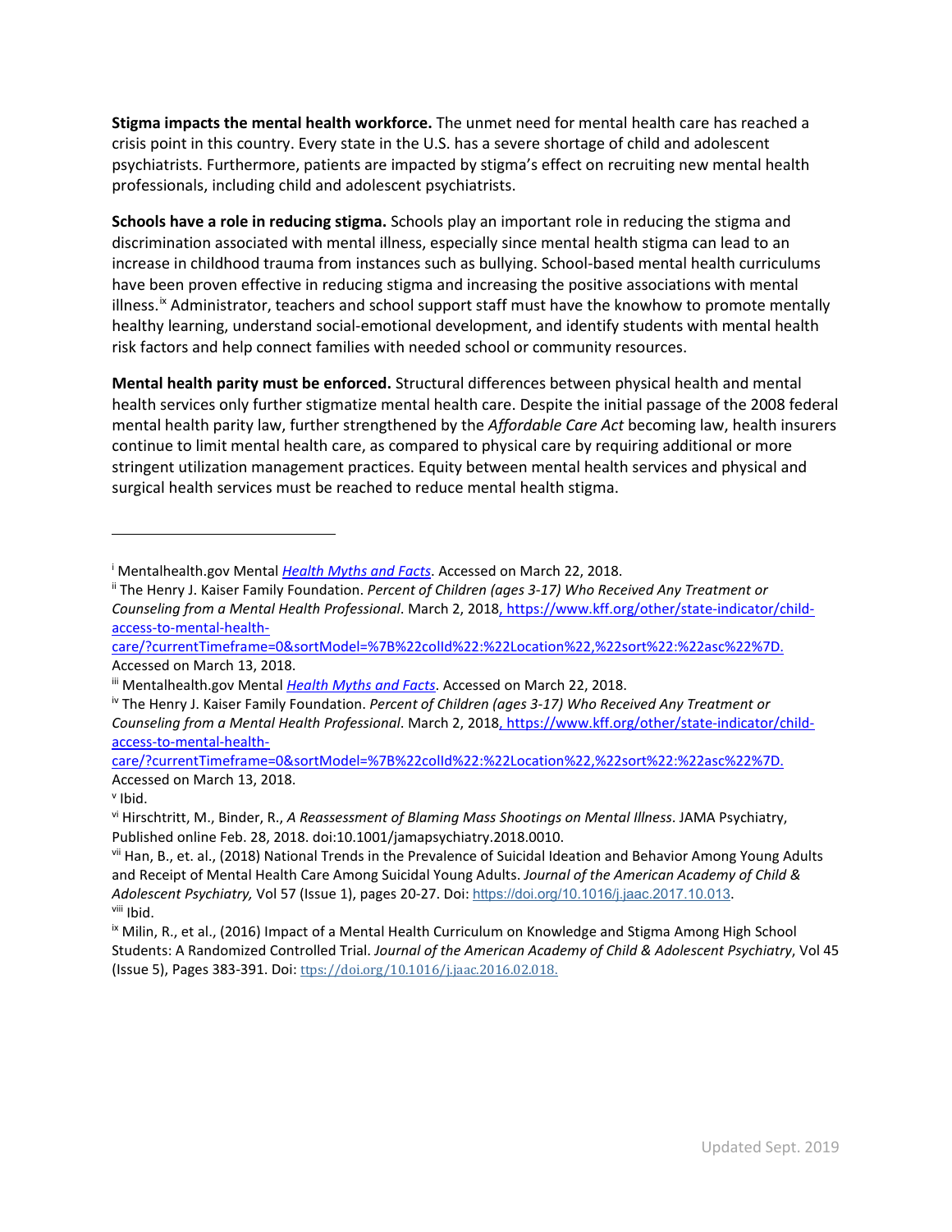**Stigma impacts the mental health workforce.** The unmet need for mental health care has reached a crisis point in this country. Every state in the U.S. has a severe shortage of child and adolescent psychiatrists. Furthermore, patients are impacted by stigma's effect on recruiting new mental health professionals, including child and adolescent psychiatrists.

**Schools have a role in reducing stigma.** Schools play an important role in reducing the stigma and discrimination associated with mental illness, especially since mental health stigma can lead to an increase in childhood trauma from instances such as bullying. School-based mental health curriculums have been proven effective in reducing stigma and increasing the positive associations with mental illness.[ix] Administrator, teachers and school support staff must have the knowhow to promote mentally healthy learning, understand social-emotional development, and identify students with mental health risk factors and help connect families with needed school or community resources.

**Mental health parity must be enforced.** Structural differences between physical health and mental health services only further stigmatize mental health care. Despite the initial passage of the 2008 federal mental health parity law, further strengthened by the *Affordable Care Act* becoming law, health insurers continue to limit mental health care, as compared to physical care by requiring additional or more stringent utilization management practices. Equity between mental health services and physical and surgical health services must be reached to reduce mental health stigma.

---

[i] Mentalhealth.gov Mental *Health Myths and Facts*. Accessed on March 22, 2018.

[ii] The Henry J. Kaiser Family Foundation. *Percent of Children (ages 3-17) Who Received Any Treatment or Counseling from a Mental Health Professional*. March 2, 2018, https://www.kff.org/other/state-indicator/child-access-to-mental-health-care/?currentTimeframe=0&sortModel=%7B%22colId%22:%22Location%22,%22sort%22:%22asc%22%7D. Accessed on March 13, 2018.

[iii] Mentalhealth.gov Mental *Health Myths and Facts*. Accessed on March 22, 2018.

[iv] The Henry J. Kaiser Family Foundation. *Percent of Children (ages 3-17) Who Received Any Treatment or Counseling from a Mental Health Professional*. March 2, 2018, https://www.kff.org/other/state-indicator/child-access-to-mental-health-care/?currentTimeframe=0&sortModel=%7B%22colId%22:%22Location%22,%22sort%22:%22asc%22%7D. Accessed on March 13, 2018.

[v] Ibid.

[vi] Hirschtritt, M., Binder, R., *A Reassessment of Blaming Mass Shootings on Mental Illness*. JAMA Psychiatry, Published online Feb. 28, 2018. doi:10.1001/jamapsychiatry.2018.0010.

[vii] Han, B., et. al., (2018) National Trends in the Prevalence of Suicidal Ideation and Behavior Among Young Adults and Receipt of Mental Health Care Among Suicidal Young Adults. *Journal of the American Academy of Child & Adolescent Psychiatry,* Vol 57 (Issue 1), pages 20-27. Doi: https://doi.org/10.1016/j.jaac.2017.10.013.

[viii] Ibid.

[ix] Milin, R., et al., (2016) Impact of a Mental Health Curriculum on Knowledge and Stigma Among High School Students: A Randomized Controlled Trial. *Journal of the American Academy of Child & Adolescent Psychiatry*, Vol 45 (Issue 5), Pages 383-391. Doi: ttps://doi.org/10.1016/j.jaac.2016.02.018.

Updated Sept. 2019